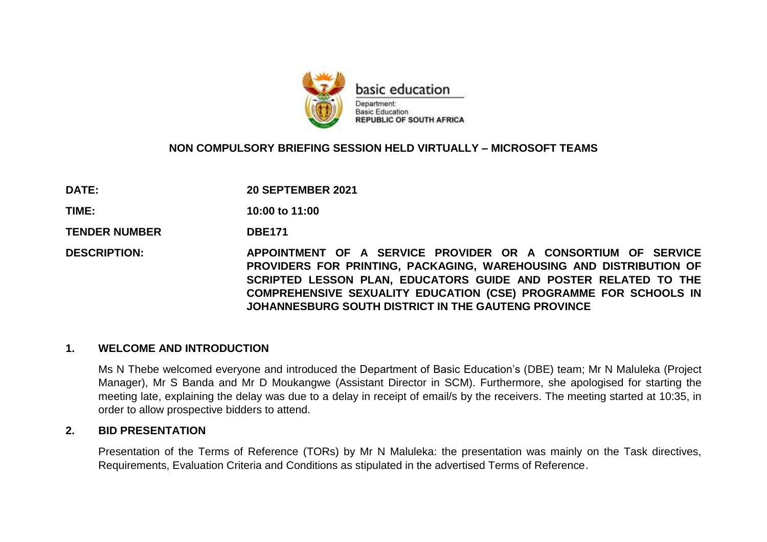basic education

Department:
Basic Education
REPUBLIC OF SOUTH AFRICA

**NON COMPULSORY BRIEFING SESSION HELD VIRTUALLY – MICROSOFT TEAMS**

**DATE:** **20 SEPTEMBER 2021**

**TIME:** **10:00 to 11:00**

**TENDER NUMBER** **DBE171**

**DESCRIPTION:** **APPOINTMENT OF A SERVICE PROVIDER OR A CONSORTIUM OF SERVICE PROVIDERS FOR PRINTING, PACKAGING, WAREHOUSING AND DISTRIBUTION OF SCRIPTED LESSON PLAN, EDUCATORS GUIDE AND POSTER RELATED TO THE COMPREHENSIVE SEXUALITY EDUCATION (CSE) PROGRAMME FOR SCHOOLS IN JOHANNESBURG SOUTH DISTRICT IN THE GAUTENG PROVINCE**

## 1. WELCOME AND INTRODUCTION

Ms N Thebe welcomed everyone and introduced the Department of Basic Education's (DBE) team; Mr N Maluleka (Project Manager), Mr S Banda and Mr D Moukangwe (Assistant Director in SCM). Furthermore, she apologised for starting the meeting late, explaining the delay was due to a delay in receipt of email/s by the receivers. The meeting started at 10:35, in order to allow prospective bidders to attend.

## 2. BID PRESENTATION

Presentation of the Terms of Reference (TORs) by Mr N Maluleka: the presentation was mainly on the Task directives, Requirements, Evaluation Criteria and Conditions as stipulated in the advertised Terms of Reference.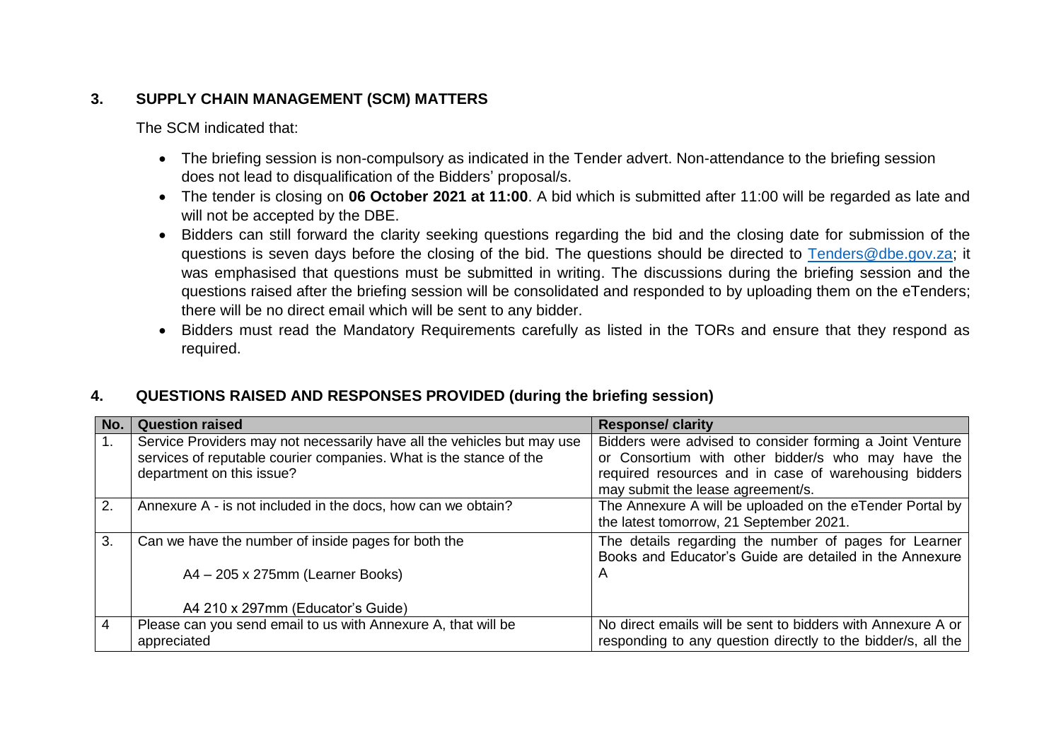## 3. SUPPLY CHAIN MANAGEMENT (SCM) MATTERS

The SCM indicated that:

- The briefing session is non-compulsory as indicated in the Tender advert. Non-attendance to the briefing session does not lead to disqualification of the Bidders' proposal/s.
- The tender is closing on **06 October 2021 at 11:00**. A bid which is submitted after 11:00 will be regarded as late and will not be accepted by the DBE.
- Bidders can still forward the clarity seeking questions regarding the bid and the closing date for submission of the questions is seven days before the closing of the bid. The questions should be directed to Tenders@dbe.gov.za; it was emphasised that questions must be submitted in writing. The discussions during the briefing session and the questions raised after the briefing session will be consolidated and responded to by uploading them on the eTenders; there will be no direct email which will be sent to any bidder.
- Bidders must read the Mandatory Requirements carefully as listed in the TORs and ensure that they respond as required.

## 4. QUESTIONS RAISED AND RESPONSES PROVIDED (during the briefing session)

| No. | Question raised | Response/ clarity |
|---|---|---|
| 1. | Service Providers may not necessarily have all the vehicles but may use services of reputable courier companies. What is the stance of the department on this issue? | Bidders were advised to consider forming a Joint Venture or Consortium with other bidder/s who may have the required resources and in case of warehousing bidders may submit the lease agreement/s. |
| 2. | Annexure A - is not included in the docs, how can we obtain? | The Annexure A will be uploaded on the eTender Portal by the latest tomorrow, 21 September 2021. |
| 3. | Can we have the number of inside pages for both the<br><br>A4 – 205 x 275mm (Learner Books)<br><br>A4 210 x 297mm (Educator's Guide) | The details regarding the number of pages for Learner Books and Educator's Guide are detailed in the Annexure A |
| 4 | Please can you send email to us with Annexure A, that will be appreciated | No direct emails will be sent to bidders with Annexure A or responding to any question directly to the bidder/s, all the |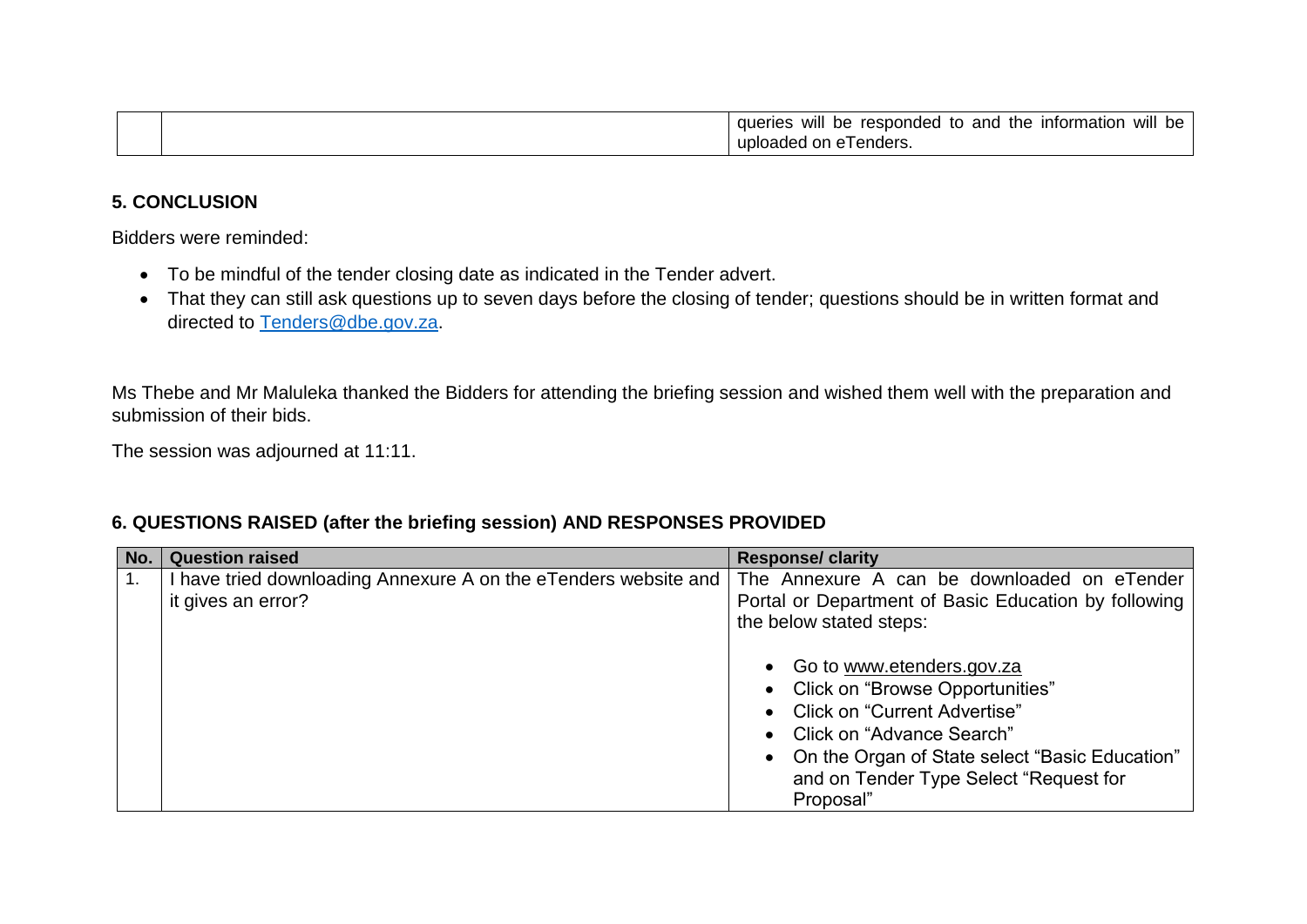| | | queries will be responded to and the information will be uploaded on eTenders. |
|---|---|---|

## 5. CONCLUSION

Bidders were reminded:

- To be mindful of the tender closing date as indicated in the Tender advert.
- That they can still ask questions up to seven days before the closing of tender; questions should be in written format and directed to Tenders@dbe.gov.za.

Ms Thebe and Mr Maluleka thanked the Bidders for attending the briefing session and wished them well with the preparation and submission of their bids.

The session was adjourned at 11:11.

## 6. QUESTIONS RAISED (after the briefing session) AND RESPONSES PROVIDED

| No. | Question raised | Response/ clarity |
|---|---|---|
| 1. | I have tried downloading Annexure A on the eTenders website and it gives an error? | The Annexure A can be downloaded on eTender Portal or Department of Basic Education by following the below stated steps:<br><br>• Go to www.etenders.gov.za<br>• Click on "Browse Opportunities"<br>• Click on "Current Advertise"<br>• Click on "Advance Search"<br>• On the Organ of State select "Basic Education" and on Tender Type Select "Request for Proposal" |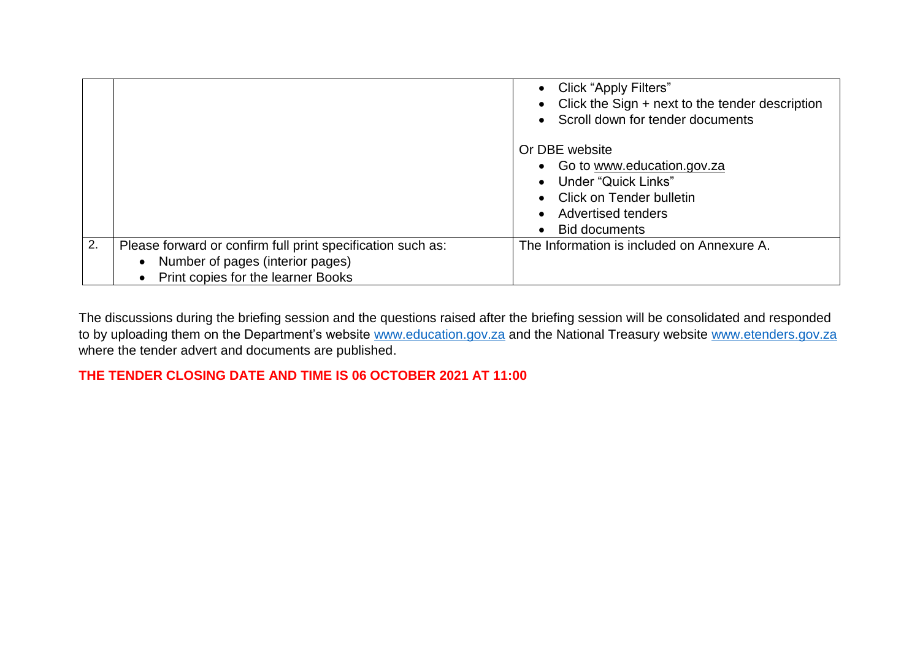| | | |
|---|---|---|
| | | • Click "Apply Filters"<br>• Click the Sign + next to the tender description<br>• Scroll down for tender documents<br><br>Or DBE website<br>• Go to www.education.gov.za<br>• Under "Quick Links"<br>• Click on Tender bulletin<br>• Advertised tenders<br>• Bid documents |
| 2. | Please forward or confirm full print specification such as:<br>• Number of pages (interior pages)<br>• Print copies for the learner Books | The Information is included on Annexure A. |

The discussions during the briefing session and the questions raised after the briefing session will be consolidated and responded to by uploading them on the Department's website www.education.gov.za and the National Treasury website www.etenders.gov.za where the tender advert and documents are published.

**THE TENDER CLOSING DATE AND TIME IS 06 OCTOBER 2021 AT 11:00**